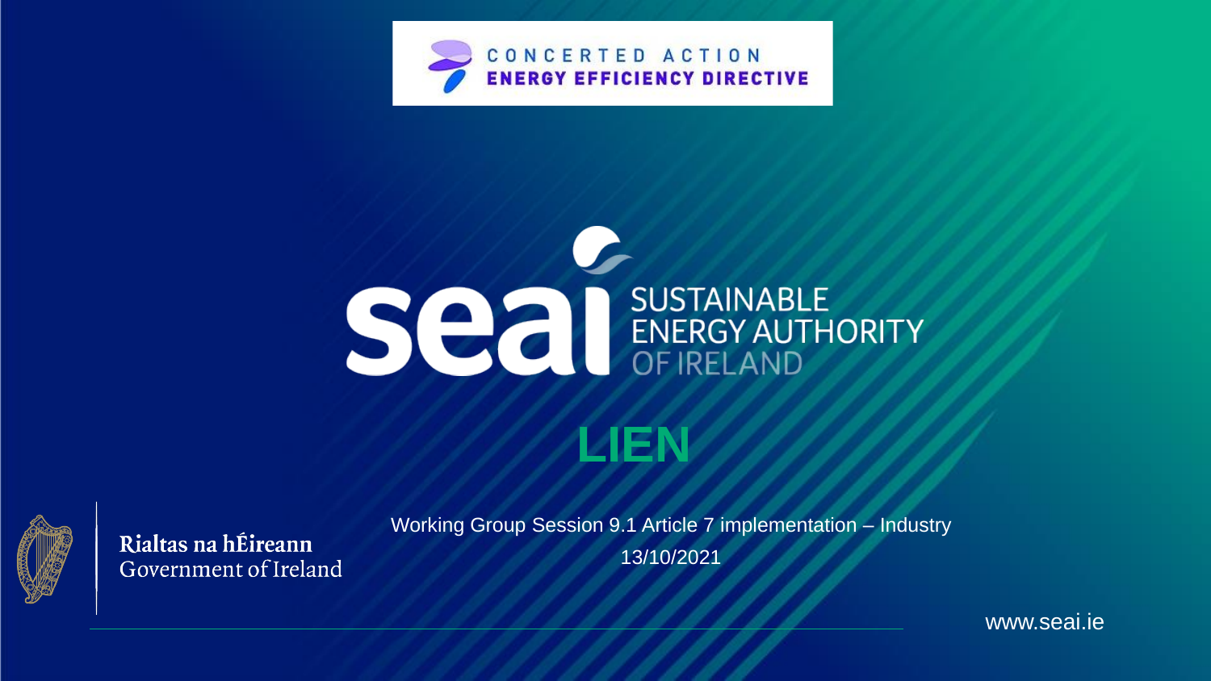CONCERTED ACTION
ENERGY EFFICIENCY DIRECTIVE

seai SUSTAINABLE ENERGY AUTHORITY OF IRELAND

# LIEN

Working Group Session 9.1 Article 7 implementation – Industry

13/10/2021

Rialtas na hÉireann
Government of Ireland

www.seai.ie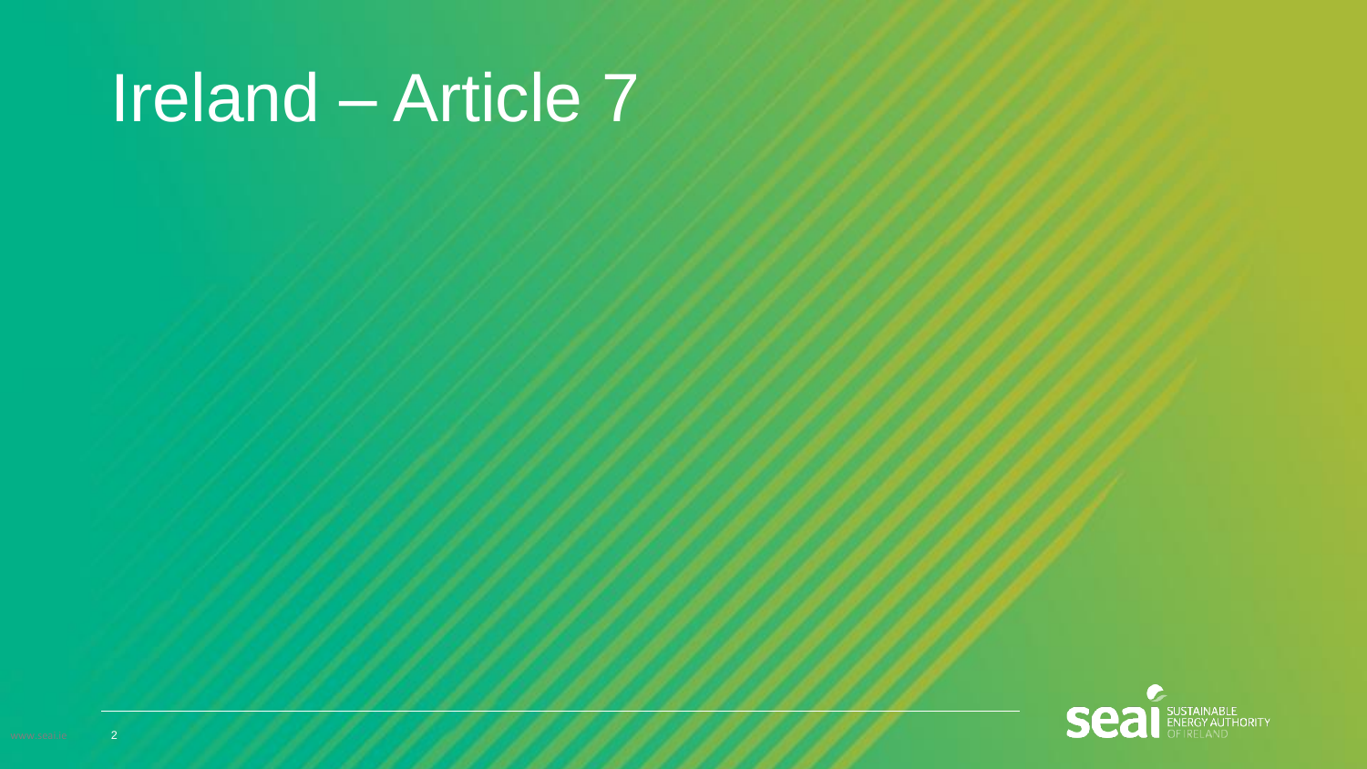# Ireland – Article 7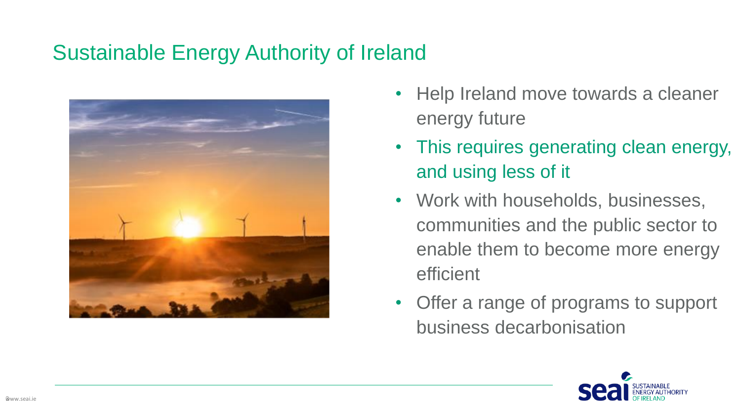# Sustainable Energy Authority of Ireland

- Help Ireland move towards a cleaner energy future
- This requires generating clean energy, and using less of it
- Work with households, businesses, communities and the public sector to enable them to become more energy efficient
- Offer a range of programs to support business decarbonisation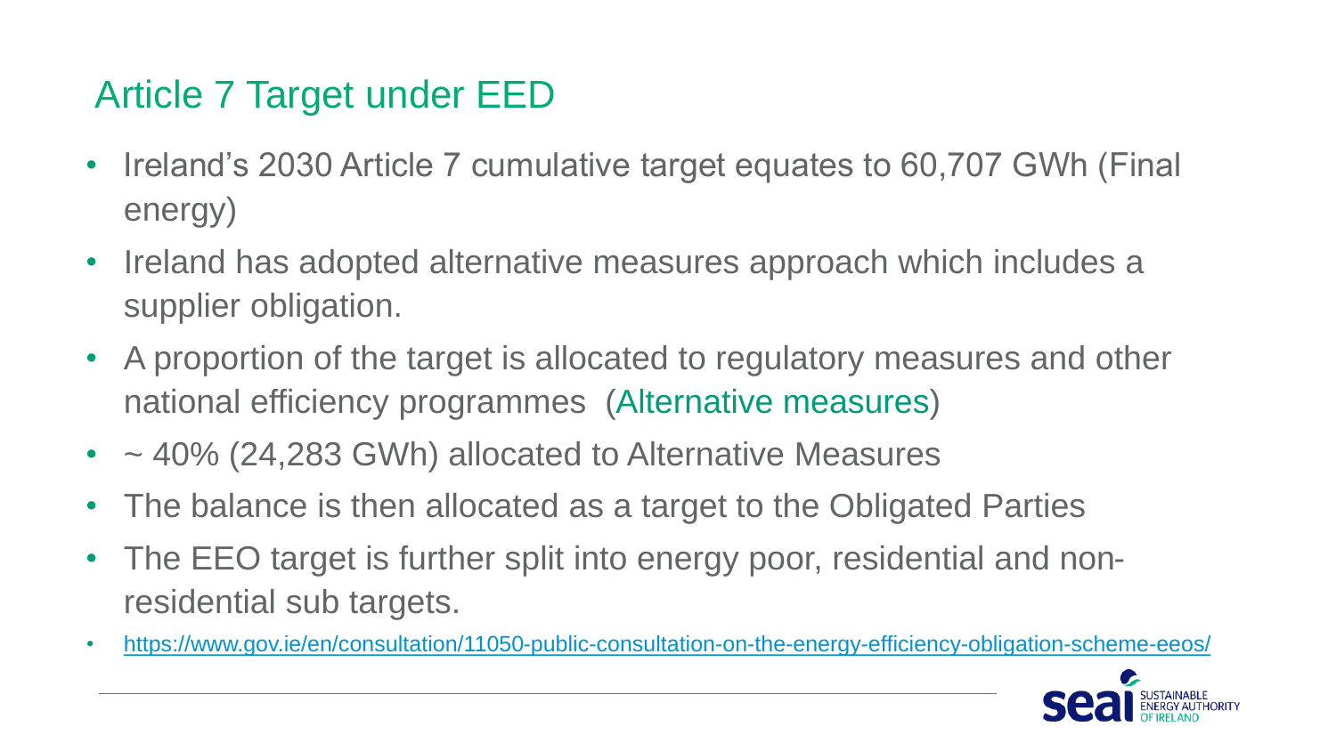## Article 7 Target under EED

- Ireland's 2030 Article 7 cumulative target equates to 60,707 GWh (Final energy)
- Ireland has adopted alternative measures approach which includes a supplier obligation.
- A proportion of the target is allocated to regulatory measures and other national efficiency programmes (Alternative measures)
- ~ 40% (24,283 GWh) allocated to Alternative Measures
- The balance is then allocated as a target to the Obligated Parties
- The EEO target is further split into energy poor, residential and non-residential sub targets.
- https://www.gov.ie/en/consultation/11050-public-consultation-on-the-energy-efficiency-obligation-scheme-eeos/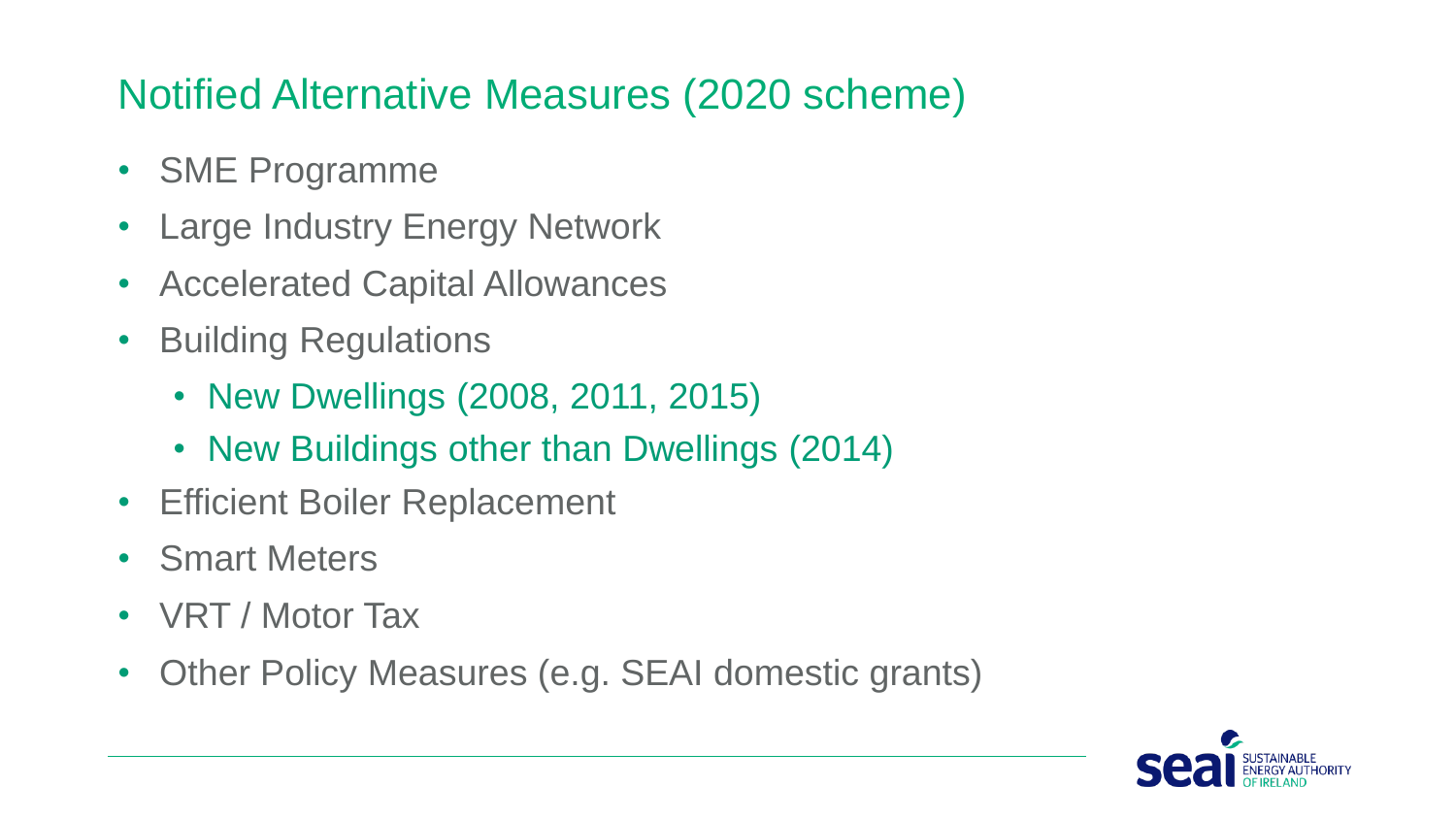## Notified Alternative Measures (2020 scheme)

- SME Programme
- Large Industry Energy Network
- Accelerated Capital Allowances
- Building Regulations
  - New Dwellings (2008, 2011, 2015)
  - New Buildings other than Dwellings (2014)
- Efficient Boiler Replacement
- Smart Meters
- VRT / Motor Tax
- Other Policy Measures (e.g. SEAI domestic grants)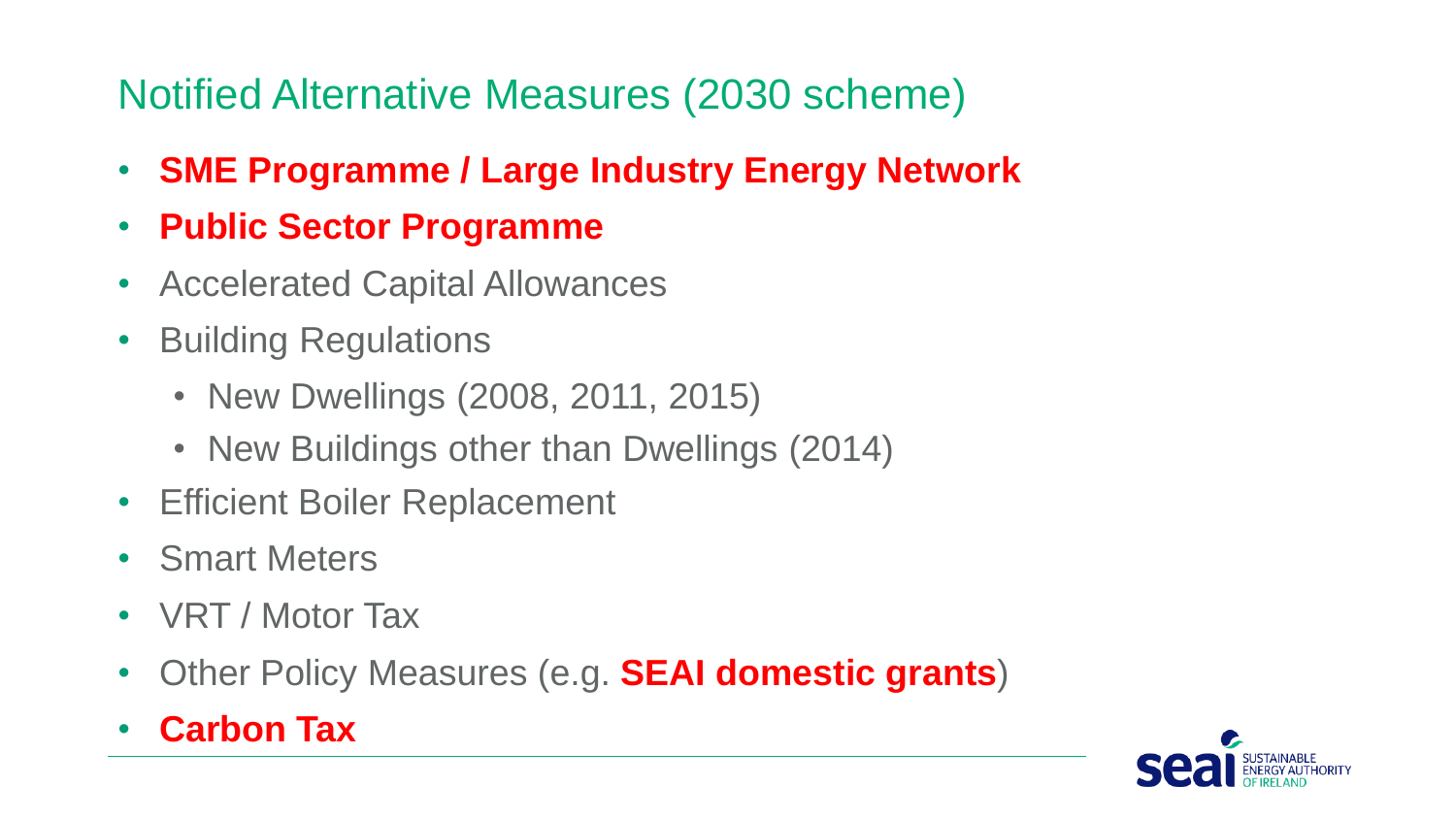## Notified Alternative Measures (2030 scheme)

- **SME Programme / Large Industry Energy Network**
- **Public Sector Programme**
- Accelerated Capital Allowances
- Building Regulations
  - New Dwellings (2008, 2011, 2015)
  - New Buildings other than Dwellings (2014)
- Efficient Boiler Replacement
- Smart Meters
- VRT / Motor Tax
- Other Policy Measures (e.g. **SEAI domestic grants**)
- **Carbon Tax**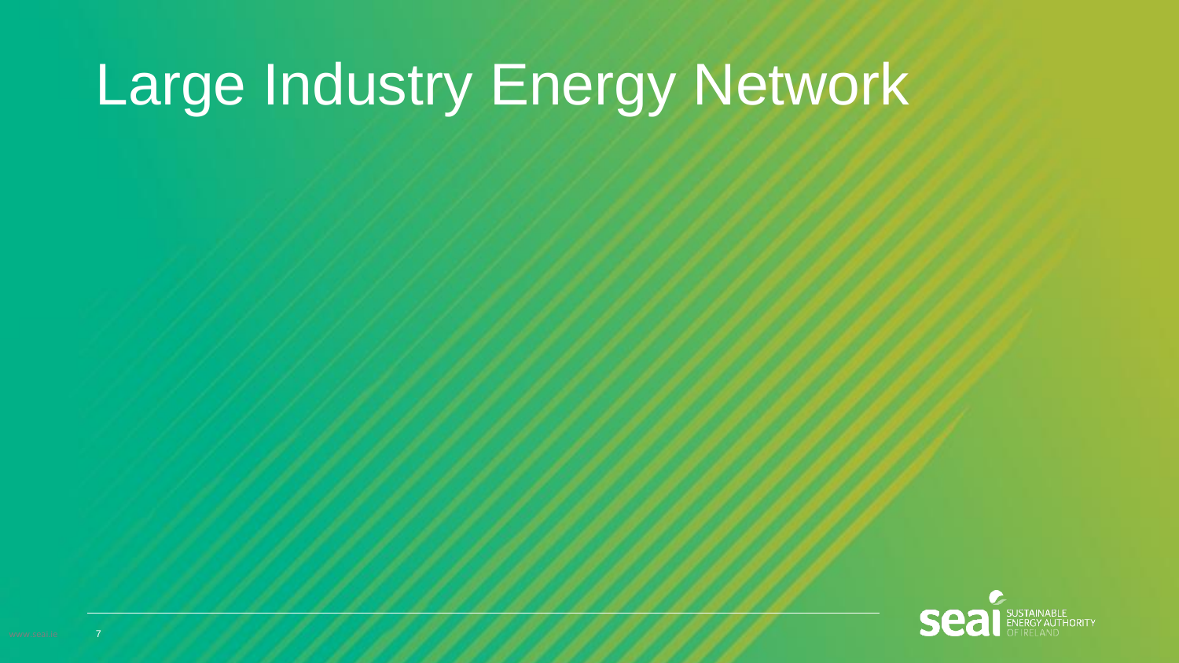# Large Industry Energy Network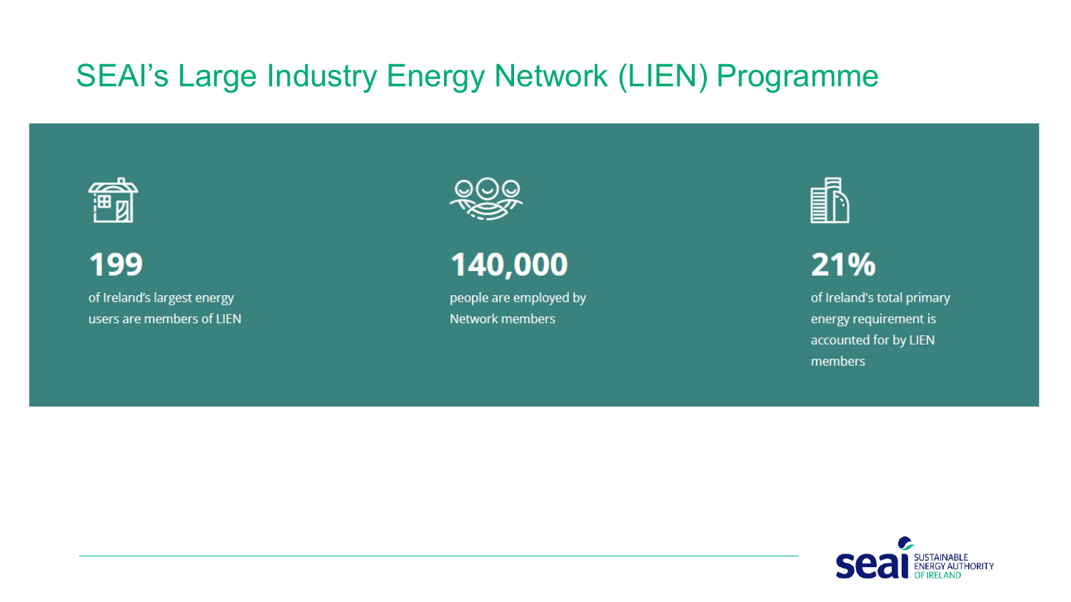# SEAI's Large Industry Energy Network (LIEN) Programme

**199**

of Ireland's largest energy users are members of LIEN

**140,000**

people are employed by Network members

**21%**

of Ireland's total primary energy requirement is accounted for by LIEN members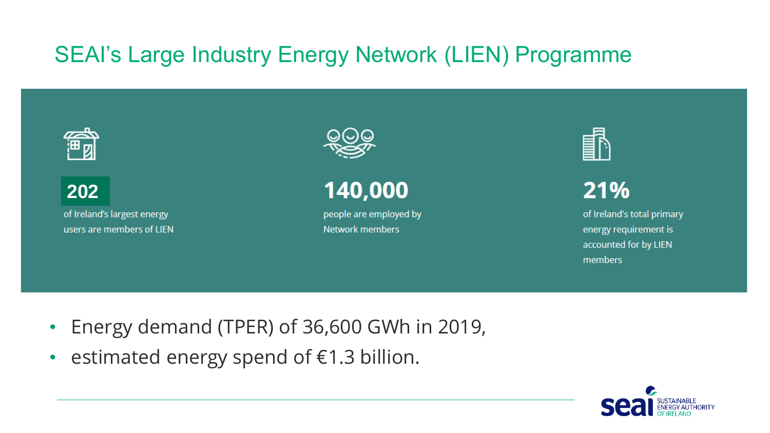# SEAI's Large Industry Energy Network (LIEN) Programme

**202**

of Ireland's largest energy users are members of LIEN

**140,000**

people are employed by Network members

**21%**

of Ireland's total primary energy requirement is accounted for by LIEN members

- Energy demand (TPER) of 36,600 GWh in 2019,
- estimated energy spend of €1.3 billion.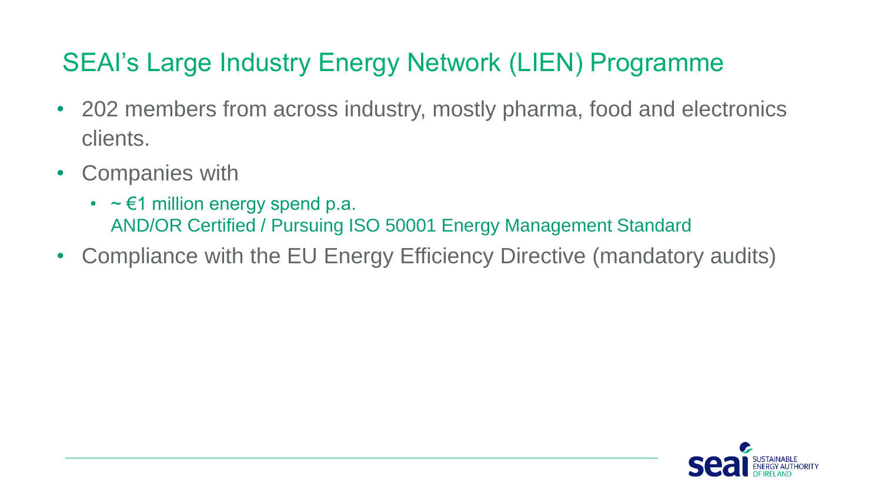# SEAI's Large Industry Energy Network (LIEN) Programme

- 202 members from across industry, mostly pharma, food and electronics clients.
- Companies with
  - ~ €1 million energy spend p.a.
    AND/OR Certified / Pursuing ISO 50001 Energy Management Standard
- Compliance with the EU Energy Efficiency Directive (mandatory audits)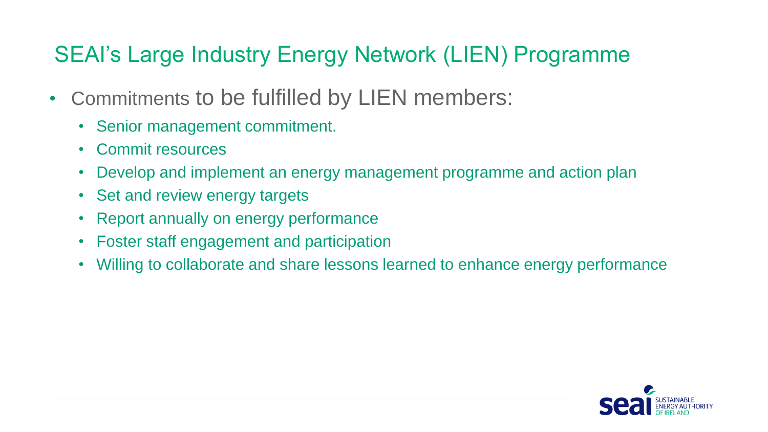# SEAI's Large Industry Energy Network (LIEN) Programme

- Commitments to be fulfilled by LIEN members:
  - Senior management commitment.
  - Commit resources
  - Develop and implement an energy management programme and action plan
  - Set and review energy targets
  - Report annually on energy performance
  - Foster staff engagement and participation
  - Willing to collaborate and share lessons learned to enhance energy performance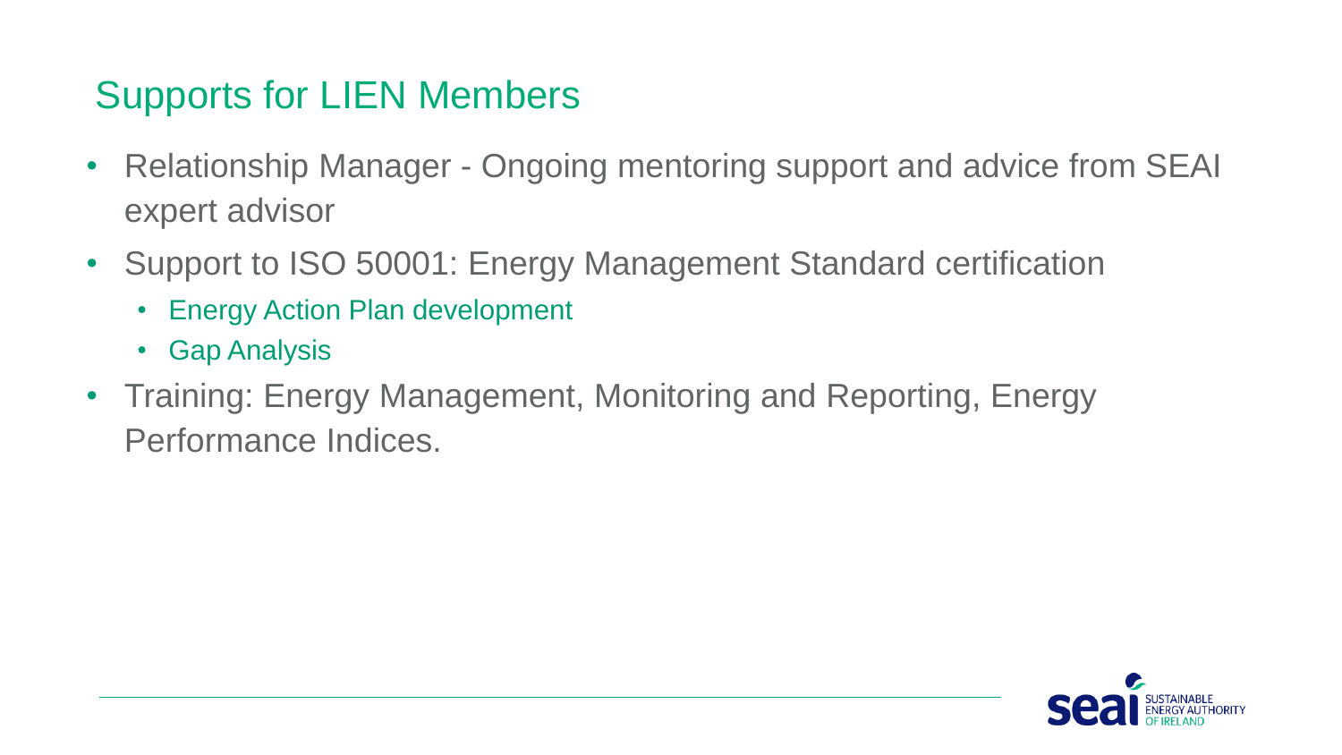## Supports for LIEN Members

- Relationship Manager - Ongoing mentoring support and advice from SEAI expert advisor
- Support to ISO 50001: Energy Management Standard certification
  - Energy Action Plan development
  - Gap Analysis
- Training: Energy Management, Monitoring and Reporting, Energy Performance Indices.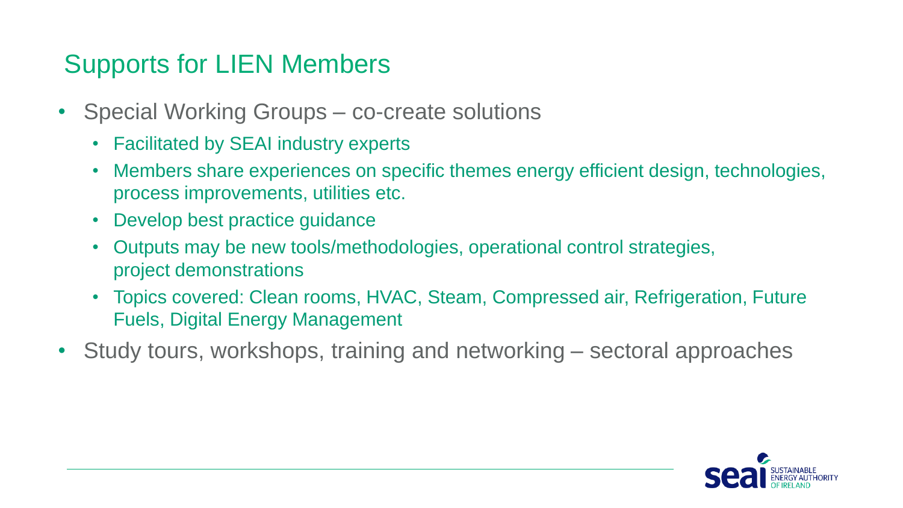## Supports for LIEN Members

- Special Working Groups – co-create solutions
  - Facilitated by SEAI industry experts
  - Members share experiences on specific themes energy efficient design, technologies, process improvements, utilities etc.
  - Develop best practice guidance
  - Outputs may be new tools/methodologies, operational control strategies, project demonstrations
  - Topics covered: Clean rooms, HVAC, Steam, Compressed air, Refrigeration, Future Fuels, Digital Energy Management
- Study tours, workshops, training and networking – sectoral approaches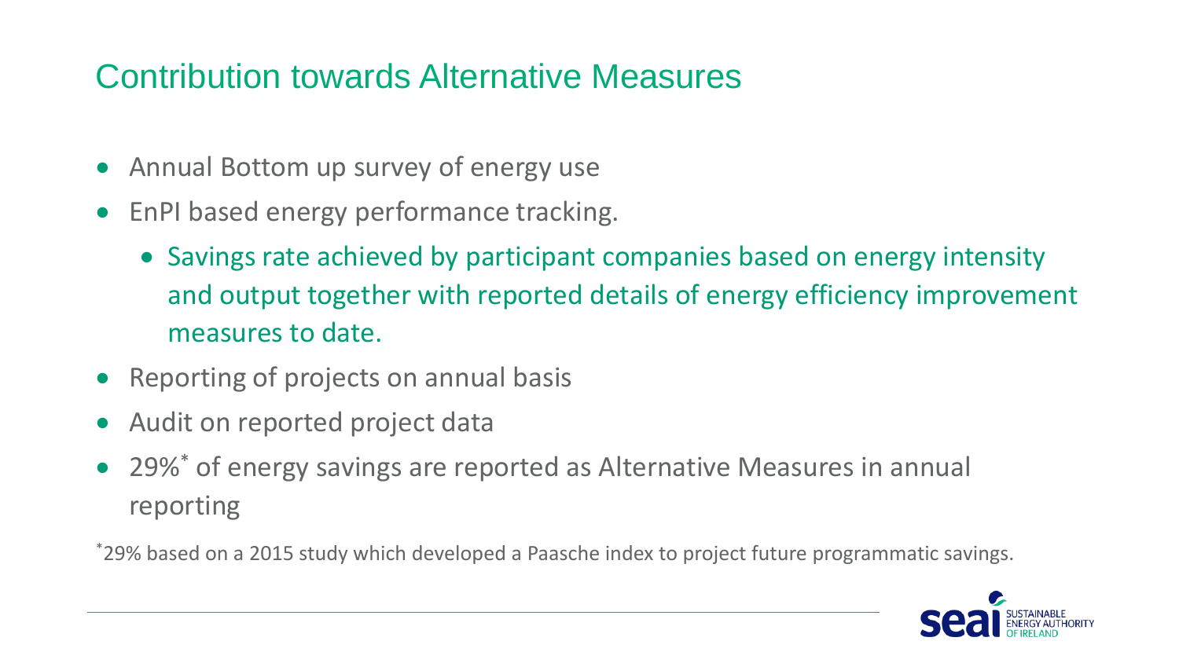# Contribution towards Alternative Measures

- Annual Bottom up survey of energy use
- EnPI based energy performance tracking.
  - Savings rate achieved by participant companies based on energy intensity and output together with reported details of energy efficiency improvement measures to date.
- Reporting of projects on annual basis
- Audit on reported project data
- 29%* of energy savings are reported as Alternative Measures in annual reporting

*29% based on a 2015 study which developed a Paasche index to project future programmatic savings.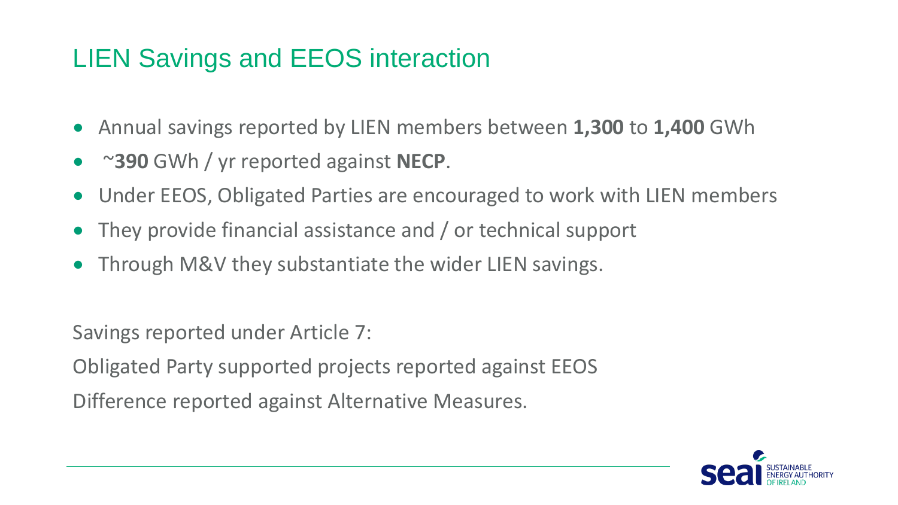# LIEN Savings and EEOS interaction

- Annual savings reported by LIEN members between **1,300** to **1,400** GWh
- ~**390** GWh / yr reported against **NECP**.
- Under EEOS, Obligated Parties are encouraged to work with LIEN members
- They provide financial assistance and / or technical support
- Through M&V they substantiate the wider LIEN savings.

Savings reported under Article 7:

Obligated Party supported projects reported against EEOS

Difference reported against Alternative Measures.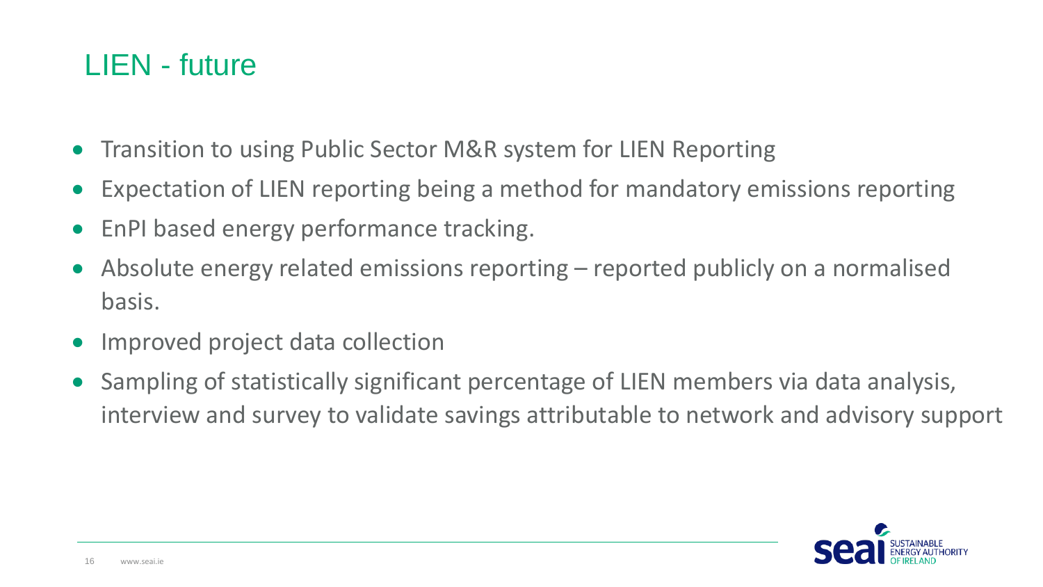# LIEN - future

- Transition to using Public Sector M&R system for LIEN Reporting
- Expectation of LIEN reporting being a method for mandatory emissions reporting
- EnPI based energy performance tracking.
- Absolute energy related emissions reporting – reported publicly on a normalised basis.
- Improved project data collection
- Sampling of statistically significant percentage of LIEN members via data analysis, interview and survey to validate savings attributable to network and advisory support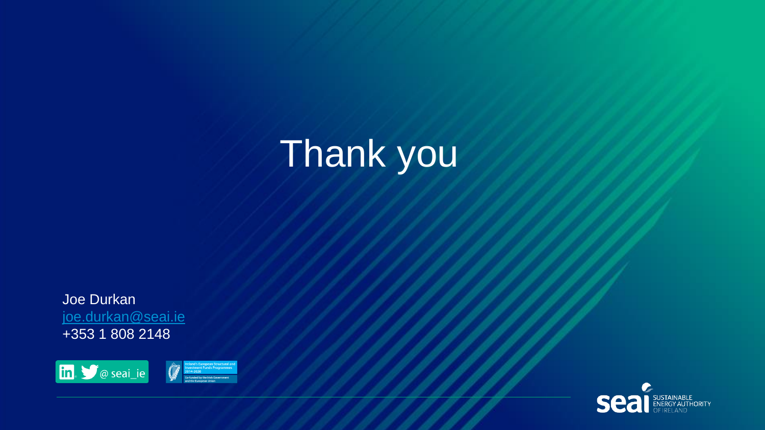# Thank you

Joe Durkan
joe.durkan@seai.ie
+353 1 808 2148

@ seai_ie

Ireland's European Structural and Investment Funds Programmes 2014-2020
Co-funded by the Irish Government and the European Union

seai SUSTAINABLE ENERGY AUTHORITY OF IRELAND